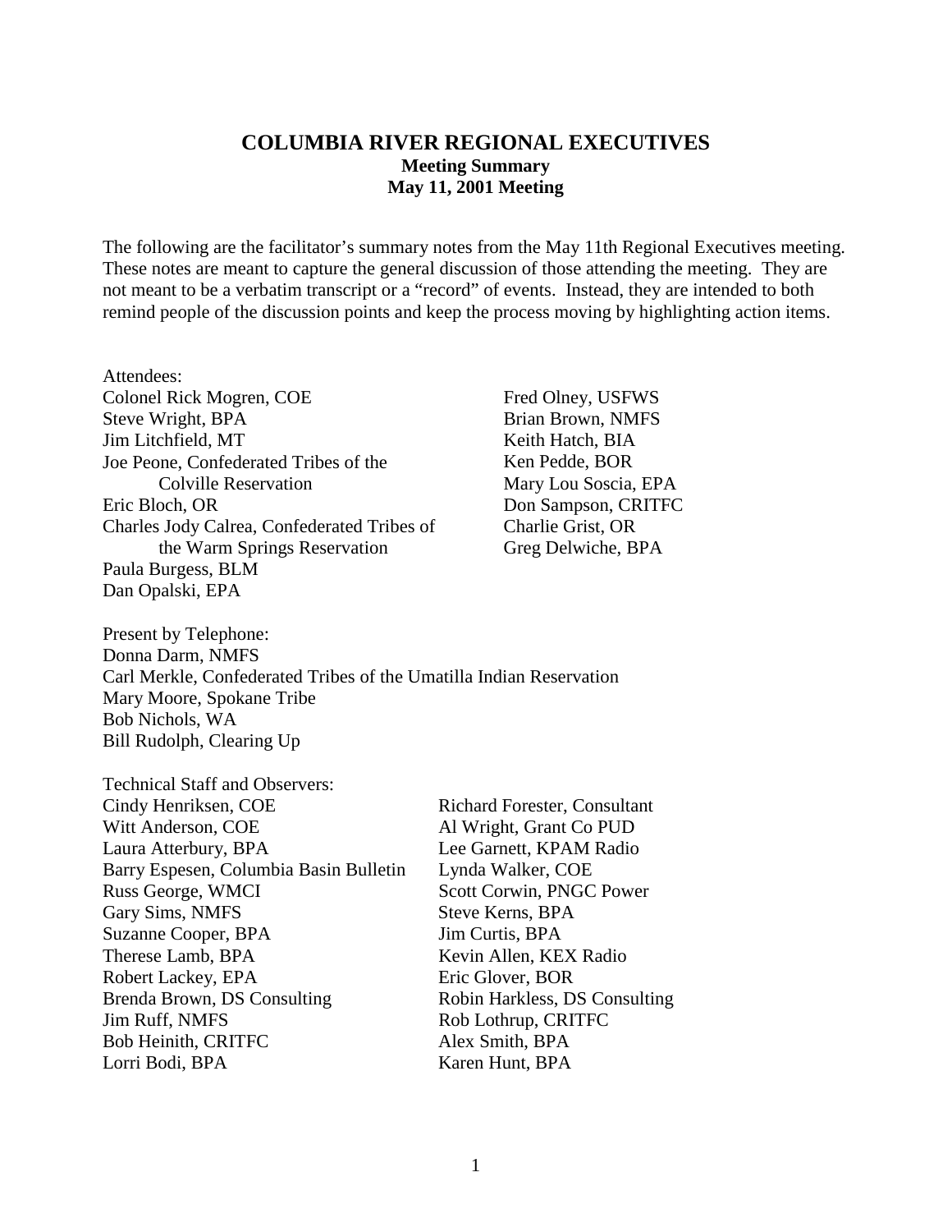# COLUMBIA RIVER REGIONAL EXECUTIVES

## Meeting Summary

## May 11, 2001 Meeting

The following are the facilitator's summary notes from the May 11th Regional Executives meeting. These notes are meant to capture the general discussion of those attending the meeting. They are not meant to be a verbatim transcript or a "record" of events. Instead, they are intended to both remind people of the discussion points and keep the process moving by highlighting action items.

Attendees:
Colonel Rick Mogren, COE
Steve Wright, BPA
Jim Litchfield, MT
Joe Peone, Confederated Tribes of the Colville Reservation
Eric Bloch, OR
Charles Jody Calrea, Confederated Tribes of the Warm Springs Reservation
Paula Burgess, BLM
Dan Opalski, EPA
Fred Olney, USFWS
Brian Brown, NMFS
Keith Hatch, BIA
Ken Pedde, BOR
Mary Lou Soscia, EPA
Don Sampson, CRITFC
Charlie Grist, OR
Greg Delwiche, BPA

Present by Telephone:
Donna Darm, NMFS
Carl Merkle, Confederated Tribes of the Umatilla Indian Reservation
Mary Moore, Spokane Tribe
Bob Nichols, WA
Bill Rudolph, Clearing Up

Technical Staff and Observers:
Cindy Henriksen, COE
Witt Anderson, COE
Laura Atterbury, BPA
Barry Espesen, Columbia Basin Bulletin
Russ George, WMCI
Gary Sims, NMFS
Suzanne Cooper, BPA
Therese Lamb, BPA
Robert Lackey, EPA
Brenda Brown, DS Consulting
Jim Ruff, NMFS
Bob Heinith, CRITFC
Lorri Bodi, BPA
Richard Forester, Consultant
Al Wright, Grant Co PUD
Lee Garnett, KPAM Radio
Lynda Walker, COE
Scott Corwin, PNGC Power
Steve Kerns, BPA
Jim Curtis, BPA
Kevin Allen, KEX Radio
Eric Glover, BOR
Robin Harkless, DS Consulting
Rob Lothrup, CRITFC
Alex Smith, BPA
Karen Hunt, BPA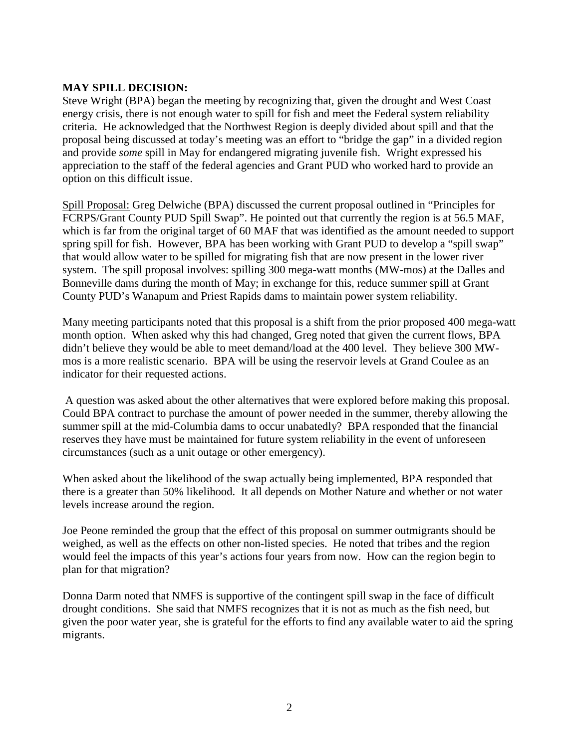**MAY SPILL DECISION:**

Steve Wright (BPA) began the meeting by recognizing that, given the drought and West Coast energy crisis, there is not enough water to spill for fish and meet the Federal system reliability criteria. He acknowledged that the Northwest Region is deeply divided about spill and that the proposal being discussed at today's meeting was an effort to "bridge the gap" in a divided region and provide *some* spill in May for endangered migrating juvenile fish. Wright expressed his appreciation to the staff of the federal agencies and Grant PUD who worked hard to provide an option on this difficult issue.

<u>Spill Proposal:</u> Greg Delwiche (BPA) discussed the current proposal outlined in "Principles for FCRPS/Grant County PUD Spill Swap". He pointed out that currently the region is at 56.5 MAF, which is far from the original target of 60 MAF that was identified as the amount needed to support spring spill for fish. However, BPA has been working with Grant PUD to develop a "spill swap" that would allow water to be spilled for migrating fish that are now present in the lower river system. The spill proposal involves: spilling 300 mega-watt months (MW-mos) at the Dalles and Bonneville dams during the month of May; in exchange for this, reduce summer spill at Grant County PUD's Wanapum and Priest Rapids dams to maintain power system reliability.

Many meeting participants noted that this proposal is a shift from the prior proposed 400 mega-watt month option. When asked why this had changed, Greg noted that given the current flows, BPA didn't believe they would be able to meet demand/load at the 400 level. They believe 300 MW-mos is a more realistic scenario. BPA will be using the reservoir levels at Grand Coulee as an indicator for their requested actions.

A question was asked about the other alternatives that were explored before making this proposal. Could BPA contract to purchase the amount of power needed in the summer, thereby allowing the summer spill at the mid-Columbia dams to occur unabatedly? BPA responded that the financial reserves they have must be maintained for future system reliability in the event of unforeseen circumstances (such as a unit outage or other emergency).

When asked about the likelihood of the swap actually being implemented, BPA responded that there is a greater than 50% likelihood. It all depends on Mother Nature and whether or not water levels increase around the region.

Joe Peone reminded the group that the effect of this proposal on summer outmigrants should be weighed, as well as the effects on other non-listed species. He noted that tribes and the region would feel the impacts of this year's actions four years from now. How can the region begin to plan for that migration?

Donna Darm noted that NMFS is supportive of the contingent spill swap in the face of difficult drought conditions. She said that NMFS recognizes that it is not as much as the fish need, but given the poor water year, she is grateful for the efforts to find any available water to aid the spring migrants.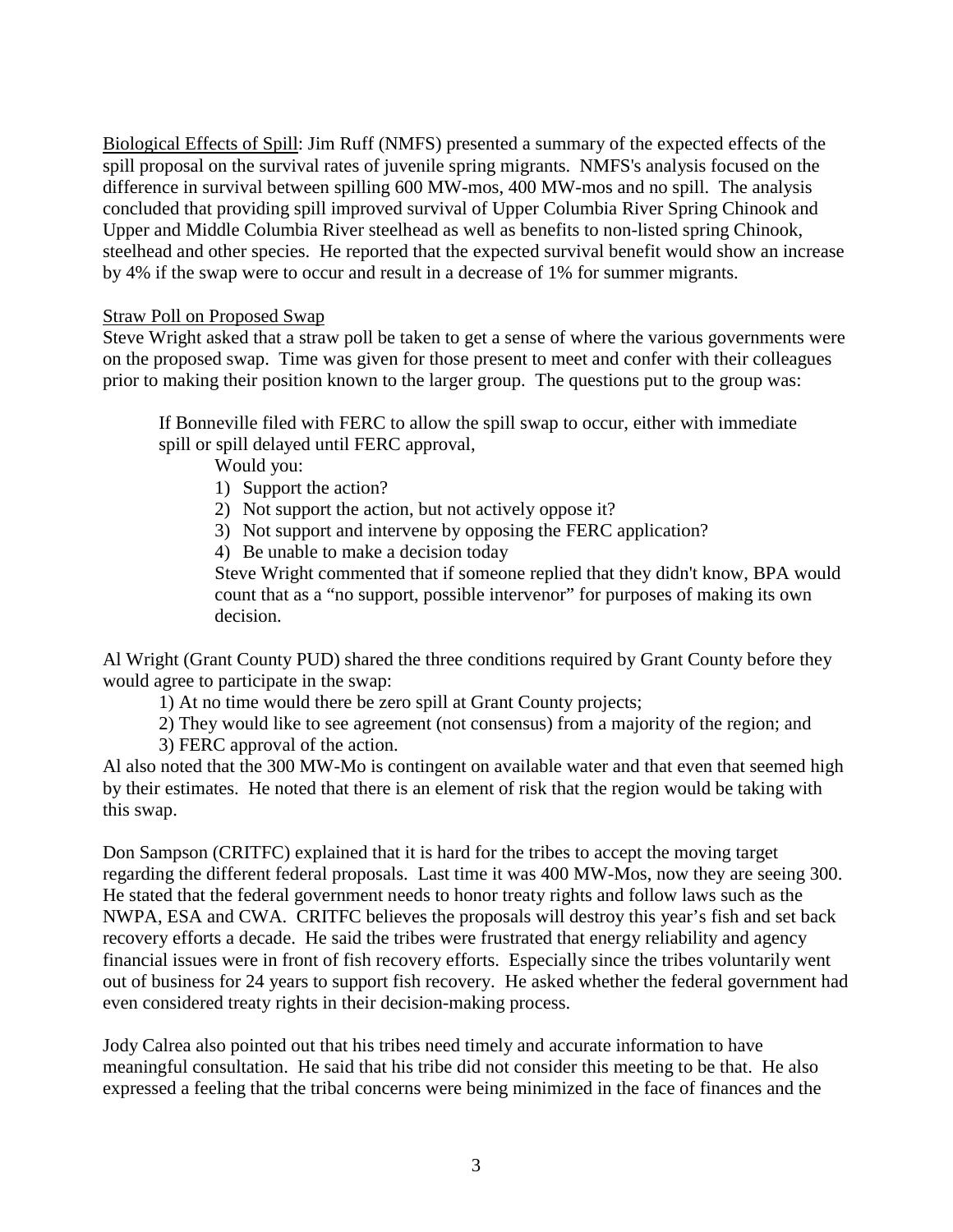Biological Effects of Spill: Jim Ruff (NMFS) presented a summary of the expected effects of the spill proposal on the survival rates of juvenile spring migrants. NMFS's analysis focused on the difference in survival between spilling 600 MW-mos, 400 MW-mos and no spill. The analysis concluded that providing spill improved survival of Upper Columbia River Spring Chinook and Upper and Middle Columbia River steelhead as well as benefits to non-listed spring Chinook, steelhead and other species. He reported that the expected survival benefit would show an increase by 4% if the swap were to occur and result in a decrease of 1% for summer migrants.

Straw Poll on Proposed Swap

Steve Wright asked that a straw poll be taken to get a sense of where the various governments were on the proposed swap. Time was given for those present to meet and confer with their colleagues prior to making their position known to the larger group. The questions put to the group was:

> If Bonneville filed with FERC to allow the spill swap to occur, either with immediate spill or spill delayed until FERC approval,
>
> Would you:
>
> 1) Support the action?
> 2) Not support the action, but not actively oppose it?
> 3) Not support and intervene by opposing the FERC application?
> 4) Be unable to make a decision today
>
> Steve Wright commented that if someone replied that they didn't know, BPA would count that as a "no support, possible intervenor" for purposes of making its own decision.

Al Wright (Grant County PUD) shared the three conditions required by Grant County before they would agree to participate in the swap:

1) At no time would there be zero spill at Grant County projects;
2) They would like to see agreement (not consensus) from a majority of the region; and
3) FERC approval of the action.

Al also noted that the 300 MW-Mo is contingent on available water and that even that seemed high by their estimates. He noted that there is an element of risk that the region would be taking with this swap.

Don Sampson (CRITFC) explained that it is hard for the tribes to accept the moving target regarding the different federal proposals. Last time it was 400 MW-Mos, now they are seeing 300. He stated that the federal government needs to honor treaty rights and follow laws such as the NWPA, ESA and CWA. CRITFC believes the proposals will destroy this year's fish and set back recovery efforts a decade. He said the tribes were frustrated that energy reliability and agency financial issues were in front of fish recovery efforts. Especially since the tribes voluntarily went out of business for 24 years to support fish recovery. He asked whether the federal government had even considered treaty rights in their decision-making process.

Jody Calrea also pointed out that his tribes need timely and accurate information to have meaningful consultation. He said that his tribe did not consider this meeting to be that. He also expressed a feeling that the tribal concerns were being minimized in the face of finances and the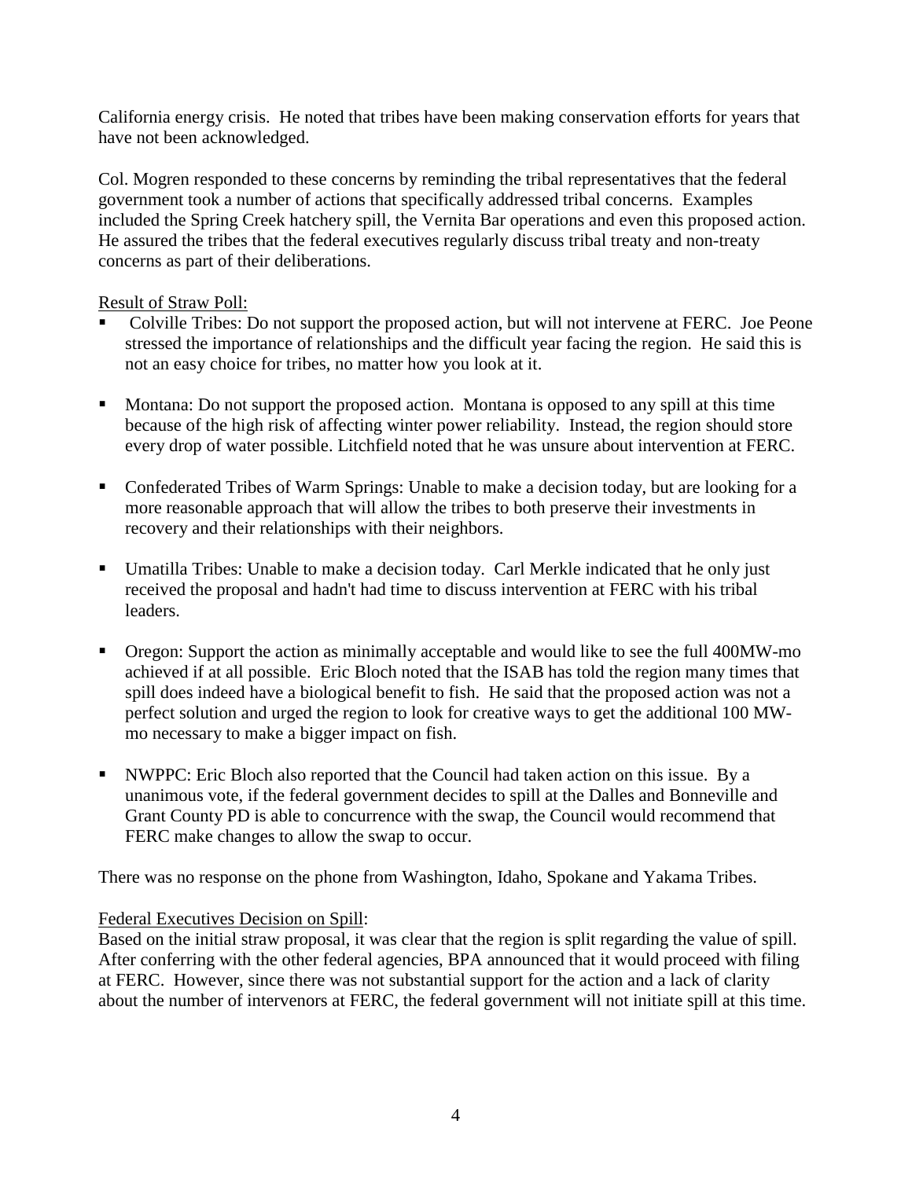California energy crisis. He noted that tribes have been making conservation efforts for years that have not been acknowledged.

Col. Mogren responded to these concerns by reminding the tribal representatives that the federal government took a number of actions that specifically addressed tribal concerns. Examples included the Spring Creek hatchery spill, the Vernita Bar operations and even this proposed action. He assured the tribes that the federal executives regularly discuss tribal treaty and non-treaty concerns as part of their deliberations.

<u>Result of Straw Poll:</u>

- Colville Tribes: Do not support the proposed action, but will not intervene at FERC. Joe Peone stressed the importance of relationships and the difficult year facing the region. He said this is not an easy choice for tribes, no matter how you look at it.
- Montana: Do not support the proposed action. Montana is opposed to any spill at this time because of the high risk of affecting winter power reliability. Instead, the region should store every drop of water possible. Litchfield noted that he was unsure about intervention at FERC.
- Confederated Tribes of Warm Springs: Unable to make a decision today, but are looking for a more reasonable approach that will allow the tribes to both preserve their investments in recovery and their relationships with their neighbors.
- Umatilla Tribes: Unable to make a decision today. Carl Merkle indicated that he only just received the proposal and hadn't had time to discuss intervention at FERC with his tribal leaders.
- Oregon: Support the action as minimally acceptable and would like to see the full 400MW-mo achieved if at all possible. Eric Bloch noted that the ISAB has told the region many times that spill does indeed have a biological benefit to fish. He said that the proposed action was not a perfect solution and urged the region to look for creative ways to get the additional 100 MW-mo necessary to make a bigger impact on fish.
- NWPPC: Eric Bloch also reported that the Council had taken action on this issue. By a unanimous vote, if the federal government decides to spill at the Dalles and Bonneville and Grant County PD is able to concurrence with the swap, the Council would recommend that FERC make changes to allow the swap to occur.

There was no response on the phone from Washington, Idaho, Spokane and Yakama Tribes.

<u>Federal Executives Decision on Spill</u>:
Based on the initial straw proposal, it was clear that the region is split regarding the value of spill. After conferring with the other federal agencies, BPA announced that it would proceed with filing at FERC. However, since there was not substantial support for the action and a lack of clarity about the number of intervenors at FERC, the federal government will not initiate spill at this time.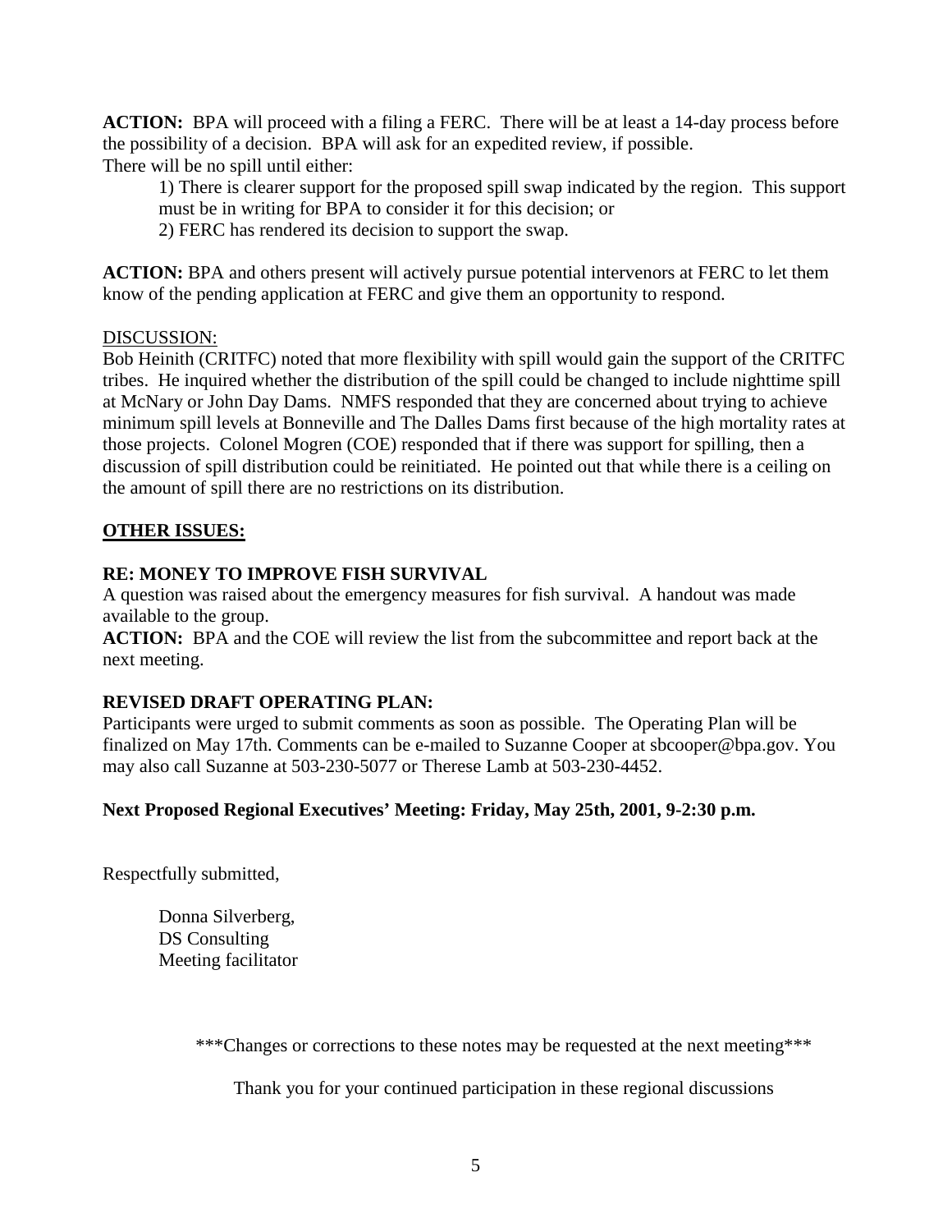**ACTION:** BPA will proceed with a filing a FERC. There will be at least a 14-day process before the possibility of a decision. BPA will ask for an expedited review, if possible.
There will be no spill until either:

1) There is clearer support for the proposed spill swap indicated by the region. This support must be in writing for BPA to consider it for this decision; or
2) FERC has rendered its decision to support the swap.

**ACTION:** BPA and others present will actively pursue potential intervenors at FERC to let them know of the pending application at FERC and give them an opportunity to respond.

DISCUSSION:
Bob Heinith (CRITFC) noted that more flexibility with spill would gain the support of the CRITFC tribes. He inquired whether the distribution of the spill could be changed to include nighttime spill at McNary or John Day Dams. NMFS responded that they are concerned about trying to achieve minimum spill levels at Bonneville and The Dalles Dams first because of the high mortality rates at those projects. Colonel Mogren (COE) responded that if there was support for spilling, then a discussion of spill distribution could be reinitiated. He pointed out that while there is a ceiling on the amount of spill there are no restrictions on its distribution.

## OTHER ISSUES:

### RE: MONEY TO IMPROVE FISH SURVIVAL

A question was raised about the emergency measures for fish survival. A handout was made available to the group.
**ACTION:** BPA and the COE will review the list from the subcommittee and report back at the next meeting.

### REVISED DRAFT OPERATING PLAN:

Participants were urged to submit comments as soon as possible. The Operating Plan will be finalized on May 17th. Comments can be e-mailed to Suzanne Cooper at sbcooper@bpa.gov. You may also call Suzanne at 503-230-5077 or Therese Lamb at 503-230-4452.

**Next Proposed Regional Executives' Meeting: Friday, May 25th, 2001, 9-2:30 p.m.**

Respectfully submitted,

Donna Silverberg,
DS Consulting
Meeting facilitator

\*\*\*Changes or corrections to these notes may be requested at the next meeting\*\*\*

Thank you for your continued participation in these regional discussions